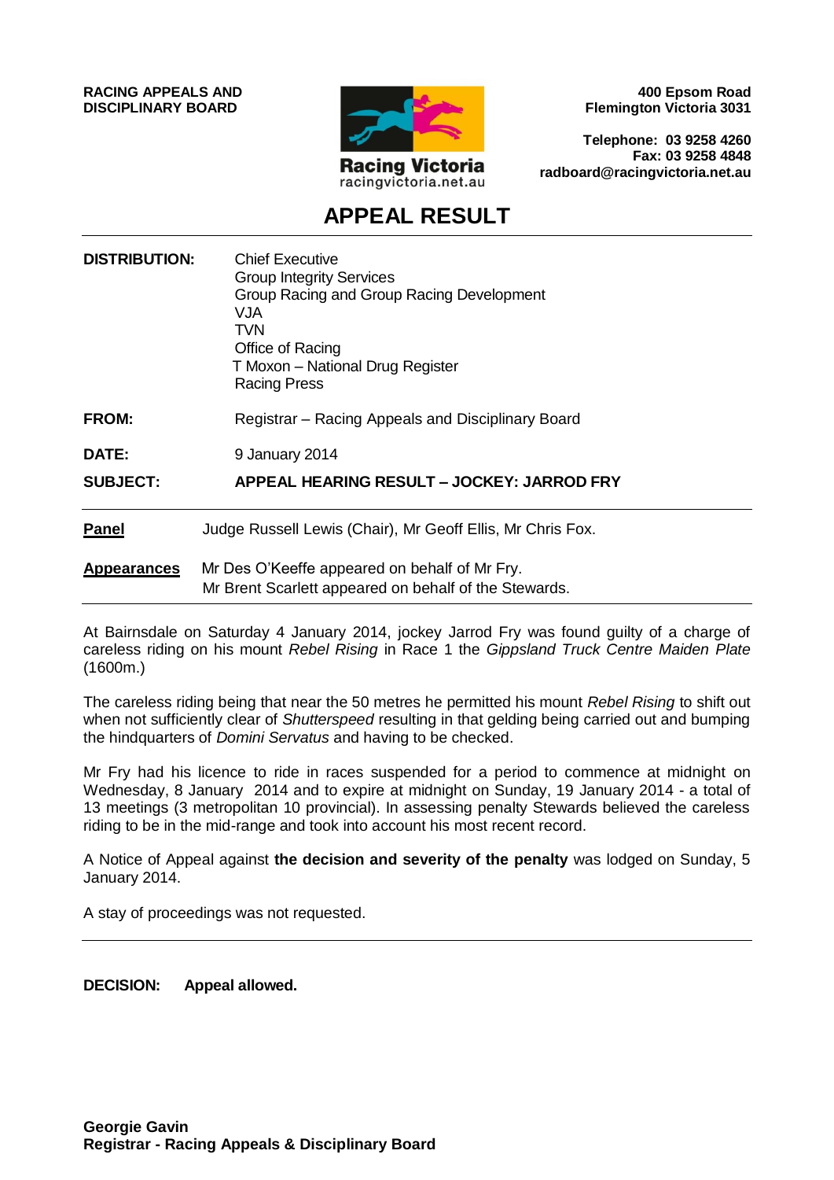**RACING APPEALS AND DISCIPLINARY BOARD**

**400 Epsom Road**
**Flemington Victoria 3031**

**Telephone: 03 9258 4260**
**Fax: 03 9258 4848**
**radboard@racingvictoria.net.au**

Racing Victoria
racingvictoria.net.au

# APPEAL RESULT

| | |
|---|---|
| **DISTRIBUTION:** | Chief Executive<br>Group Integrity Services<br>Group Racing and Group Racing Development<br>VJA<br>TVN<br>Office of Racing<br>T Moxon – National Drug Register<br>Racing Press |
| **FROM:** | Registrar – Racing Appeals and Disciplinary Board |
| **DATE:** | 9 January 2014 |
| **SUBJECT:** | **APPEAL HEARING RESULT – JOCKEY: JARROD FRY** |

**Panel** Judge Russell Lewis (Chair), Mr Geoff Ellis, Mr Chris Fox.

**Appearances** Mr Des O'Keeffe appeared on behalf of Mr Fry.
Mr Brent Scarlett appeared on behalf of the Stewards.

At Bairnsdale on Saturday 4 January 2014, jockey Jarrod Fry was found guilty of a charge of careless riding on his mount *Rebel Rising* in Race 1 the *Gippsland Truck Centre Maiden Plate* (1600m.)

The careless riding being that near the 50 metres he permitted his mount *Rebel Rising* to shift out when not sufficiently clear of *Shutterspeed* resulting in that gelding being carried out and bumping the hindquarters of *Domini Servatus* and having to be checked.

Mr Fry had his licence to ride in races suspended for a period to commence at midnight on Wednesday, 8 January 2014 and to expire at midnight on Sunday, 19 January 2014 - a total of 13 meetings (3 metropolitan 10 provincial). In assessing penalty Stewards believed the careless riding to be in the mid-range and took into account his most recent record.

A Notice of Appeal against **the decision and severity of the penalty** was lodged on Sunday, 5 January 2014.

A stay of proceedings was not requested.

**DECISION: Appeal allowed.**

**Georgie Gavin**
**Registrar - Racing Appeals & Disciplinary Board**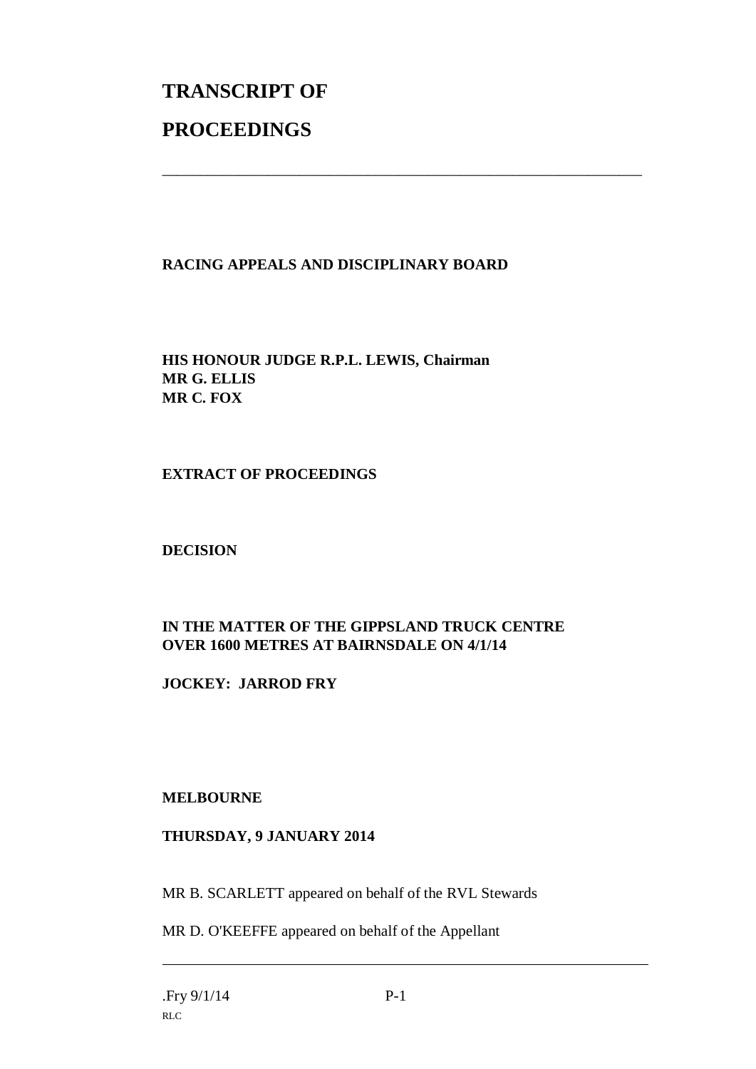# TRANSCRIPT OF

# PROCEEDINGS

---

**RACING APPEALS AND DISCIPLINARY BOARD**

**HIS HONOUR JUDGE R.P.L. LEWIS, Chairman**
**MR G. ELLIS**
**MR C. FOX**

**EXTRACT OF PROCEEDINGS**

**DECISION**

**IN THE MATTER OF THE GIPPSLAND TRUCK CENTRE OVER 1600 METRES AT BAIRNSDALE ON 4/1/14**

**JOCKEY: JARROD FRY**

**MELBOURNE**

**THURSDAY, 9 JANUARY 2014**

MR B. SCARLETT appeared on behalf of the RVL Stewards

MR D. O'KEEFFE appeared on behalf of the Appellant

---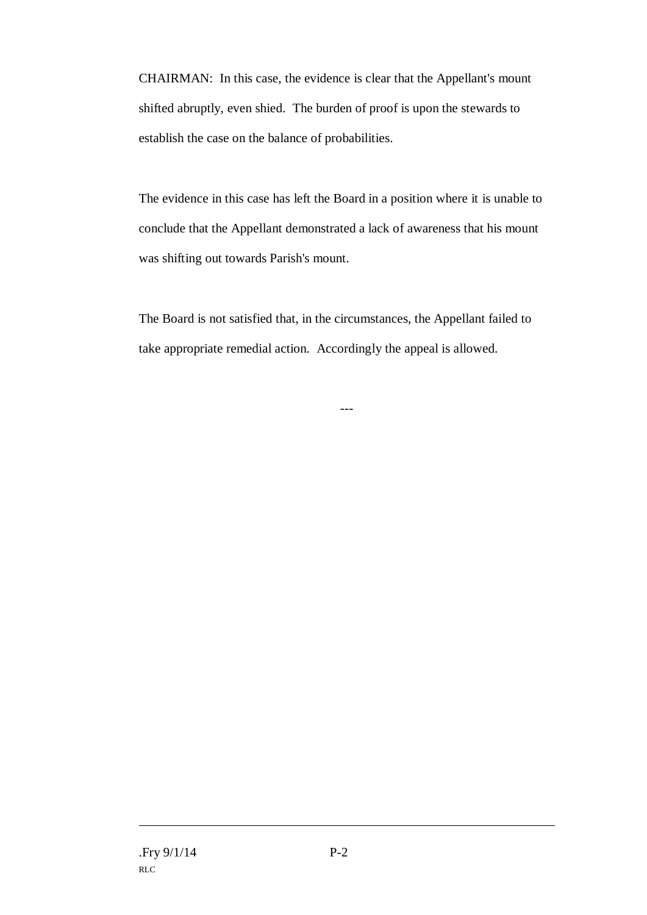CHAIRMAN: In this case, the evidence is clear that the Appellant's mount shifted abruptly, even shied. The burden of proof is upon the stewards to establish the case on the balance of probabilities.

The evidence in this case has left the Board in a position where it is unable to conclude that the Appellant demonstrated a lack of awareness that his mount was shifting out towards Parish's mount.

The Board is not satisfied that, in the circumstances, the Appellant failed to take appropriate remedial action. Accordingly the appeal is allowed.

---